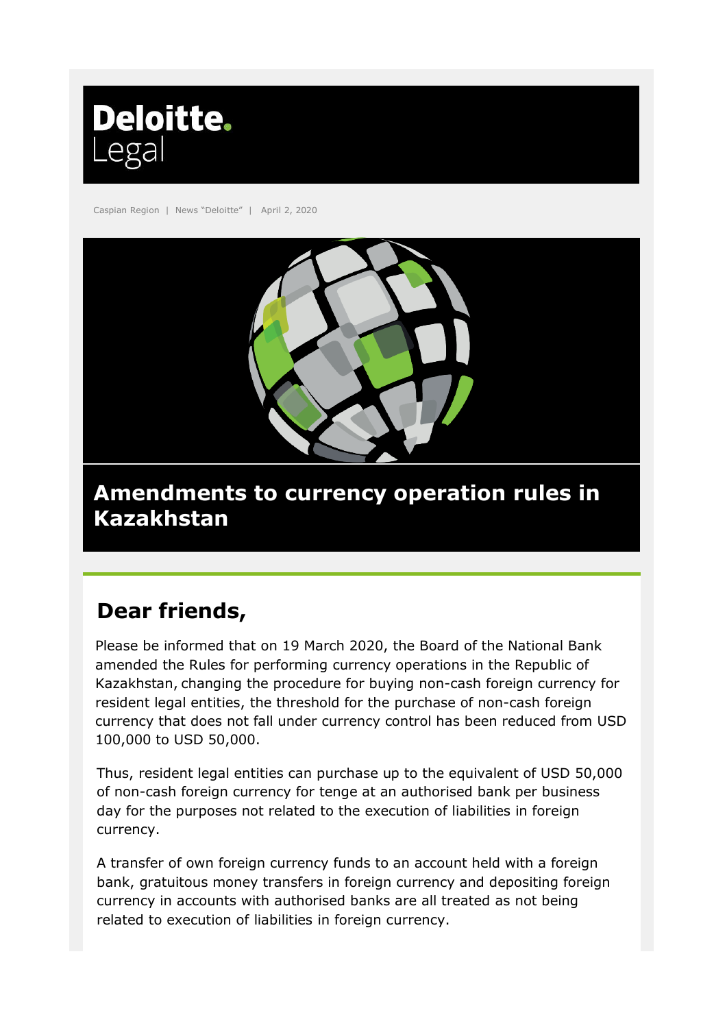Deloitte.
Legal

Caspian Region | News "Deloitte" | April 2, 2020

# Amendments to currency operation rules in Kazakhstan

## Dear friends,

Please be informed that on 19 March 2020, the Board of the National Bank amended the Rules for performing currency operations in the Republic of Kazakhstan, changing the procedure for buying non-cash foreign currency for resident legal entities, the threshold for the purchase of non-cash foreign currency that does not fall under currency control has been reduced from USD 100,000 to USD 50,000.

Thus, resident legal entities can purchase up to the equivalent of USD 50,000 of non-cash foreign currency for tenge at an authorised bank per business day for the purposes not related to the execution of liabilities in foreign currency.

A transfer of own foreign currency funds to an account held with a foreign bank, gratuitous money transfers in foreign currency and depositing foreign currency in accounts with authorised banks are all treated as not being related to execution of liabilities in foreign currency.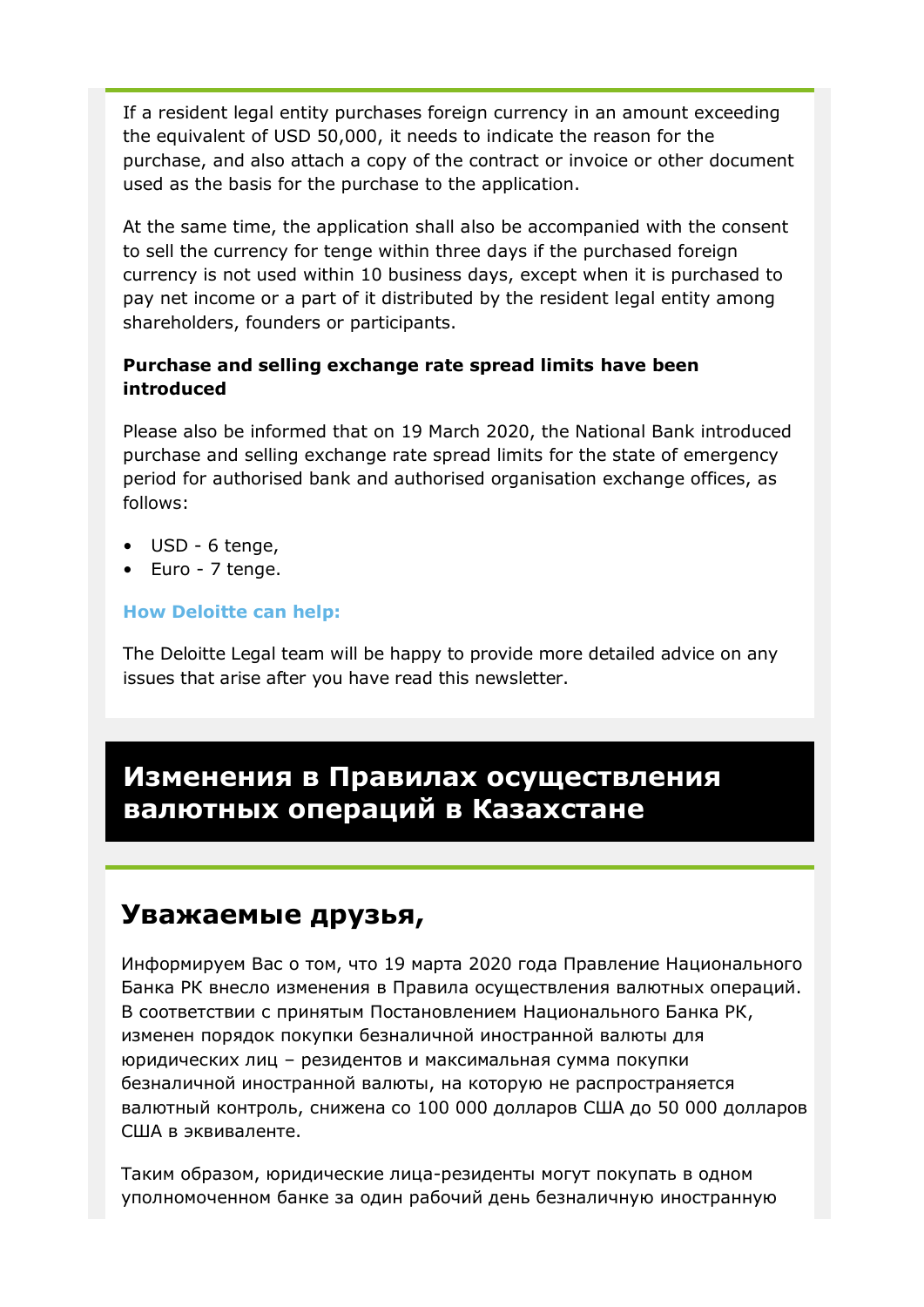If a resident legal entity purchases foreign currency in an amount exceeding the equivalent of USD 50,000, it needs to indicate the reason for the purchase, and also attach a copy of the contract or invoice or other document used as the basis for the purchase to the application.

At the same time, the application shall also be accompanied with the consent to sell the currency for tenge within three days if the purchased foreign currency is not used within 10 business days, except when it is purchased to pay net income or a part of it distributed by the resident legal entity among shareholders, founders or participants.

**Purchase and selling exchange rate spread limits have been introduced**

Please also be informed that on 19 March 2020, the National Bank introduced purchase and selling exchange rate spread limits for the state of emergency period for authorised bank and authorised organisation exchange offices, as follows:

- USD - 6 tenge,
- Euro - 7 tenge.

**How Deloitte can help:**

The Deloitte Legal team will be happy to provide more detailed advice on any issues that arise after you have read this newsletter.

# Изменения в Правилах осуществления валютных операций в Казахстане

## Уважаемые друзья,

Информируем Вас о том, что 19 марта 2020 года Правление Национального Банка РК внесло изменения в Правила осуществления валютных операций. В соответствии с принятым Постановлением Национального Банка РК, изменен порядок покупки безналичной иностранной валюты для юридических лиц – резидентов и максимальная сумма покупки безналичной иностранной валюты, на которую не распространяется валютный контроль, снижена со 100 000 долларов США до 50 000 долларов США в эквиваленте.

Таким образом, юридические лица-резиденты могут покупать в одном уполномоченном банке за один рабочий день безналичную иностранную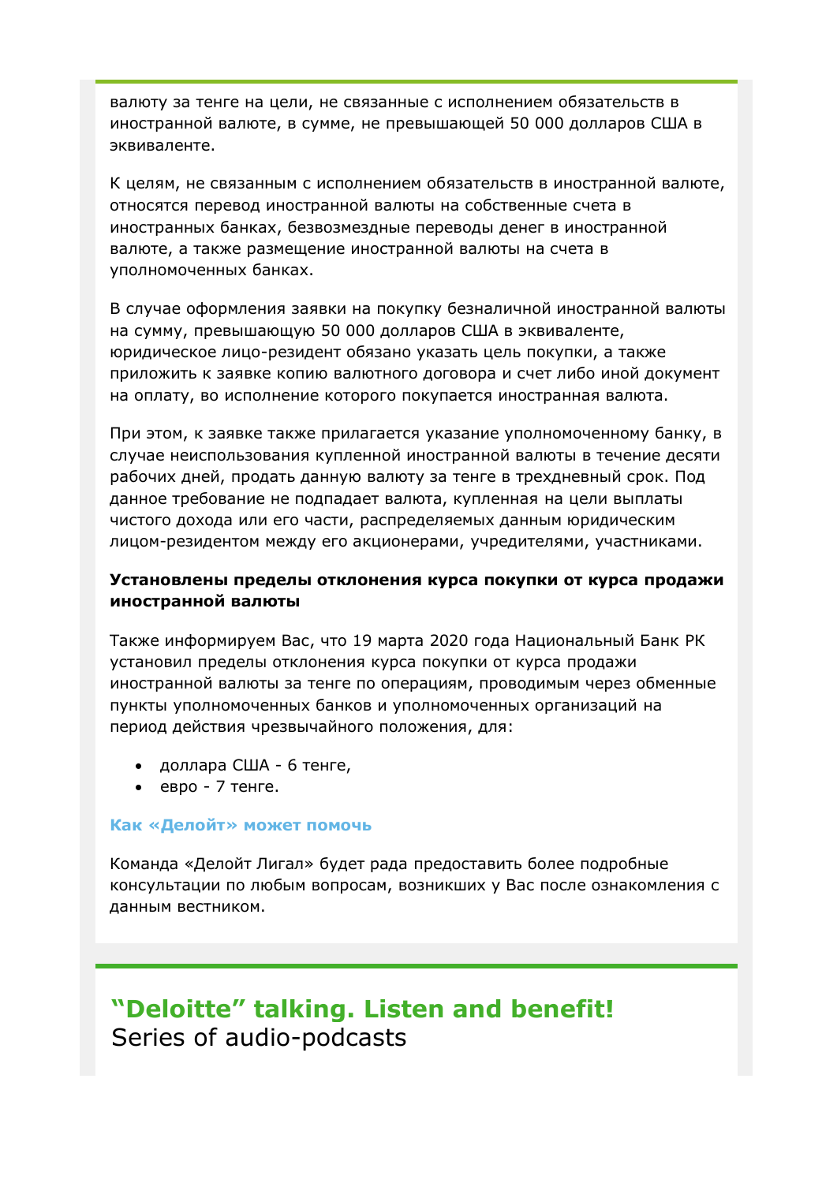валюту за тенге на цели, не связанные с исполнением обязательств в иностранной валюте, в сумме, не превышающей 50 000 долларов США в эквиваленте.

К целям, не связанным с исполнением обязательств в иностранной валюте, относятся перевод иностранной валюты на собственные счета в иностранных банках, безвозмездные переводы денег в иностранной валюте, а также размещение иностранной валюты на счета в уполномоченных банках.

В случае оформления заявки на покупку безналичной иностранной валюты на сумму, превышающую 50 000 долларов США в эквиваленте, юридическое лицо-резидент обязано указать цель покупки, а также приложить к заявке копию валютного договора и счет либо иной документ на оплату, во исполнение которого покупается иностранная валюта.

При этом, к заявке также прилагается указание уполномоченному банку, в случае неиспользования купленной иностранной валюты в течение десяти рабочих дней, продать данную валюту за тенге в трехдневный срок. Под данное требование не подпадает валюта, купленная на цели выплаты чистого дохода или его части, распределяемых данным юридическим лицом-резидентом между его акционерами, учредителями, участниками.

**Установлены пределы отклонения курса покупки от курса продажи иностранной валюты**

Также информируем Вас, что 19 марта 2020 года Национальный Банк РК установил пределы отклонения курса покупки от курса продажи иностранной валюты за тенге по операциям, проводимым через обменные пункты уполномоченных банков и уполномоченных организаций на период действия чрезвычайного положения, для:

- доллара США - 6 тенге,
- евро - 7 тенге.

**Как «Делойт» может помочь**

Команда «Делойт Лигал» будет рада предоставить более подробные консультации по любым вопросам, возникшим у Вас после ознакомления с данным вестником.

## "Deloitte" talking. Listen and benefit!

Series of audio-podcasts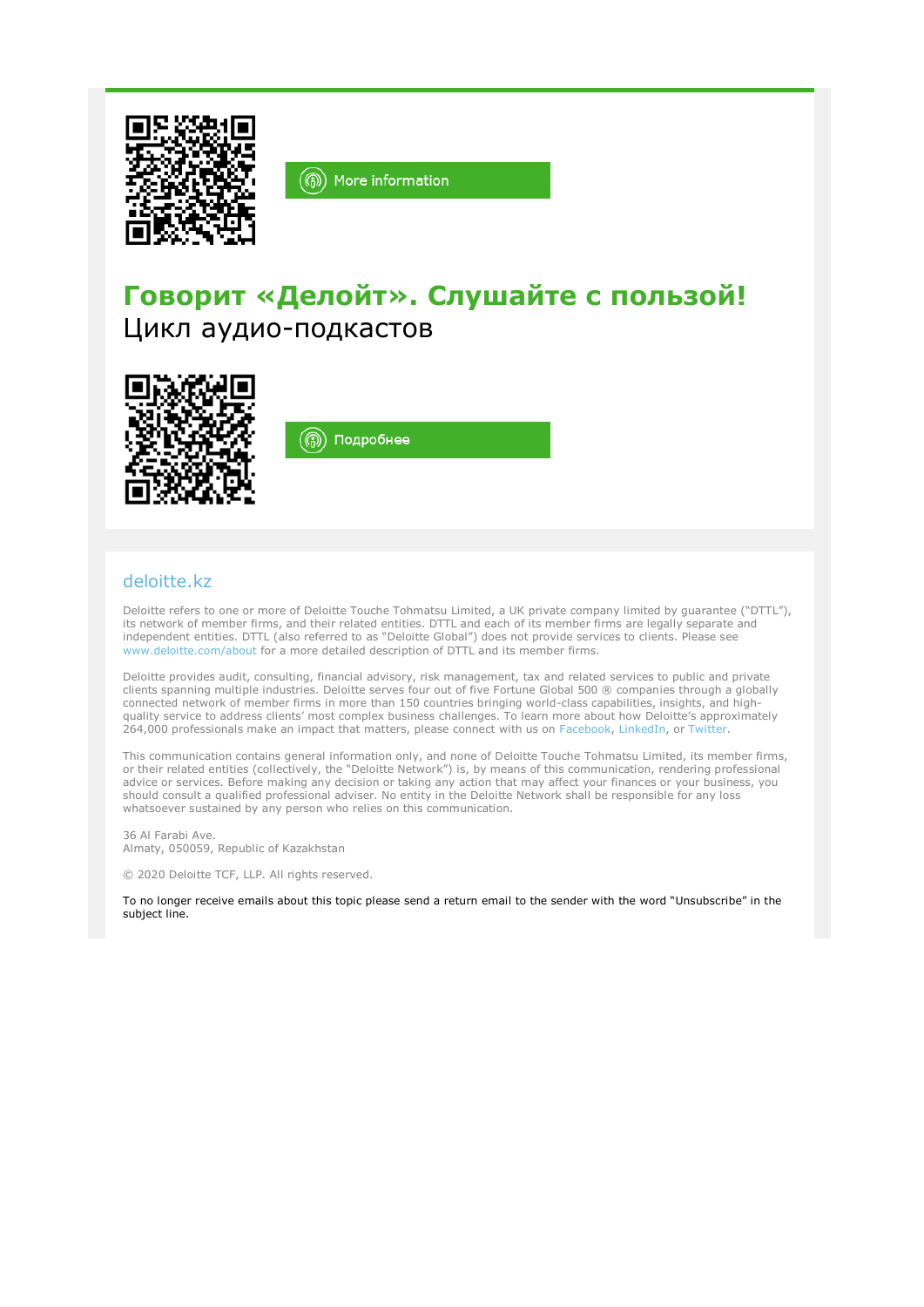More information

## Говорит «Делойт». Слушайте с пользой!

Цикл аудио-подкастов

Подробнее

deloitte.kz

Deloitte refers to one or more of Deloitte Touche Tohmatsu Limited, a UK private company limited by guarantee ("DTTL"), its network of member firms, and their related entities. DTTL and each of its member firms are legally separate and independent entities. DTTL (also referred to as "Deloitte Global") does not provide services to clients. Please see www.deloitte.com/about for a more detailed description of DTTL and its member firms.

Deloitte provides audit, consulting, financial advisory, risk management, tax and related services to public and private clients spanning multiple industries. Deloitte serves four out of five Fortune Global 500 ® companies through a globally connected network of member firms in more than 150 countries bringing world-class capabilities, insights, and high-quality service to address clients' most complex business challenges. To learn more about how Deloitte's approximately 264,000 professionals make an impact that matters, please connect with us on Facebook, LinkedIn, or Twitter.

This communication contains general information only, and none of Deloitte Touche Tohmatsu Limited, its member firms, or their related entities (collectively, the "Deloitte Network") is, by means of this communication, rendering professional advice or services. Before making any decision or taking any action that may affect your finances or your business, you should consult a qualified professional adviser. No entity in the Deloitte Network shall be responsible for any loss whatsoever sustained by any person who relies on this communication.

36 Al Farabi Ave.
Almaty, 050059, Republic of Kazakhstan

© 2020 Deloitte TCF, LLP. All rights reserved.

To no longer receive emails about this topic please send a return email to the sender with the word "Unsubscribe" in the subject line.